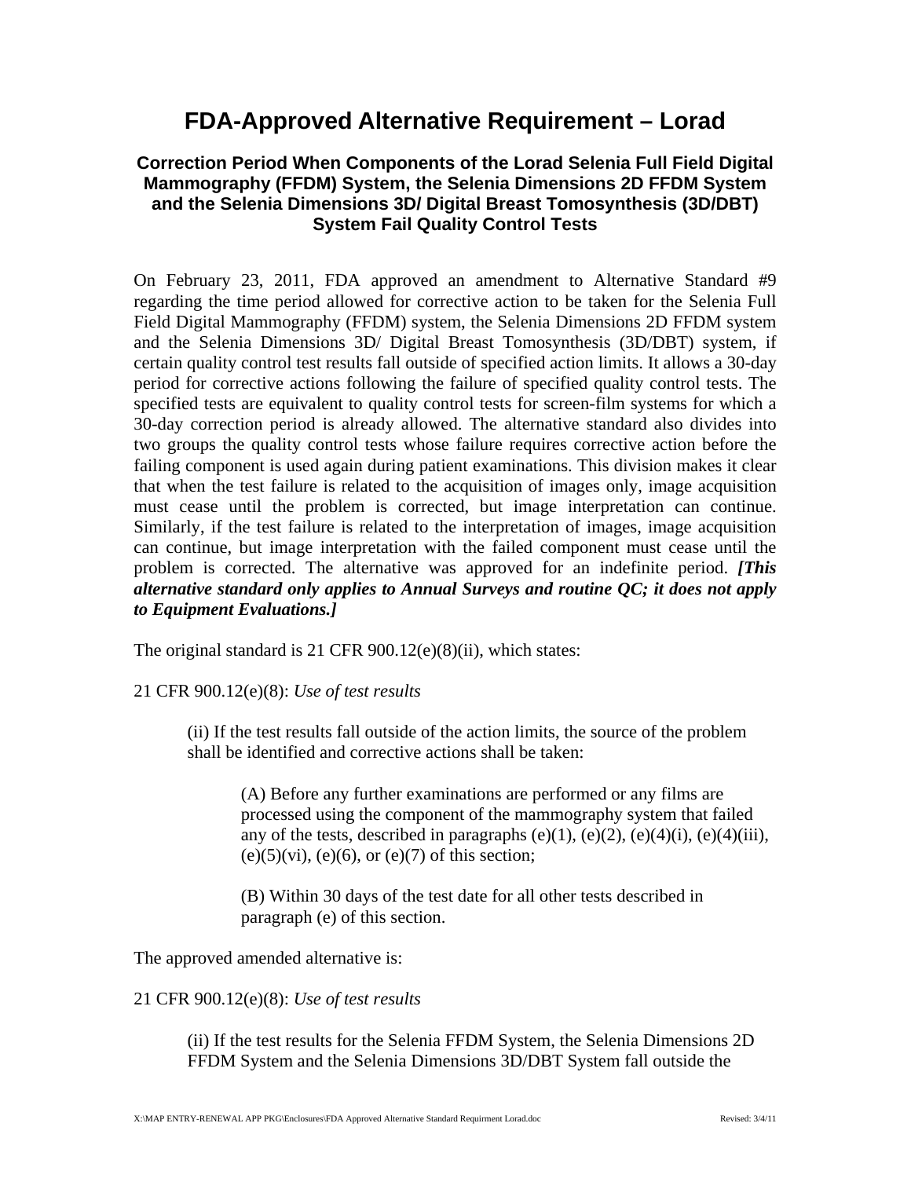# FDA-Approved Alternative Requirement – Lorad

## Correction Period When Components of the Lorad Selenia Full Field Digital Mammography (FFDM) System, the Selenia Dimensions 2D FFDM System and the Selenia Dimensions 3D/ Digital Breast Tomosynthesis (3D/DBT) System Fail Quality Control Tests

On February 23, 2011, FDA approved an amendment to Alternative Standard #9 regarding the time period allowed for corrective action to be taken for the Selenia Full Field Digital Mammography (FFDM) system, the Selenia Dimensions 2D FFDM system and the Selenia Dimensions 3D/ Digital Breast Tomosynthesis (3D/DBT) system, if certain quality control test results fall outside of specified action limits. It allows a 30-day period for corrective actions following the failure of specified quality control tests. The specified tests are equivalent to quality control tests for screen-film systems for which a 30-day correction period is already allowed. The alternative standard also divides into two groups the quality control tests whose failure requires corrective action before the failing component is used again during patient examinations. This division makes it clear that when the test failure is related to the acquisition of images only, image acquisition must cease until the problem is corrected, but image interpretation can continue. Similarly, if the test failure is related to the interpretation of images, image acquisition can continue, but image interpretation with the failed component must cease until the problem is corrected. The alternative was approved for an indefinite period. ***[This alternative standard only applies to Annual Surveys and routine QC; it does not apply to Equipment Evaluations.]***

The original standard is 21 CFR 900.12(e)(8)(ii), which states:

21 CFR 900.12(e)(8): *Use of test results*

> (ii) If the test results fall outside of the action limits, the source of the problem shall be identified and corrective actions shall be taken:
>
> > (A) Before any further examinations are performed or any films are processed using the component of the mammography system that failed any of the tests, described in paragraphs (e)(1), (e)(2), (e)(4)(i), (e)(4)(iii), (e)(5)(vi), (e)(6), or (e)(7) of this section;
> >
> > (B) Within 30 days of the test date for all other tests described in paragraph (e) of this section.

The approved amended alternative is:

21 CFR 900.12(e)(8): *Use of test results*

> (ii) If the test results for the Selenia FFDM System, the Selenia Dimensions 2D FFDM System and the Selenia Dimensions 3D/DBT System fall outside the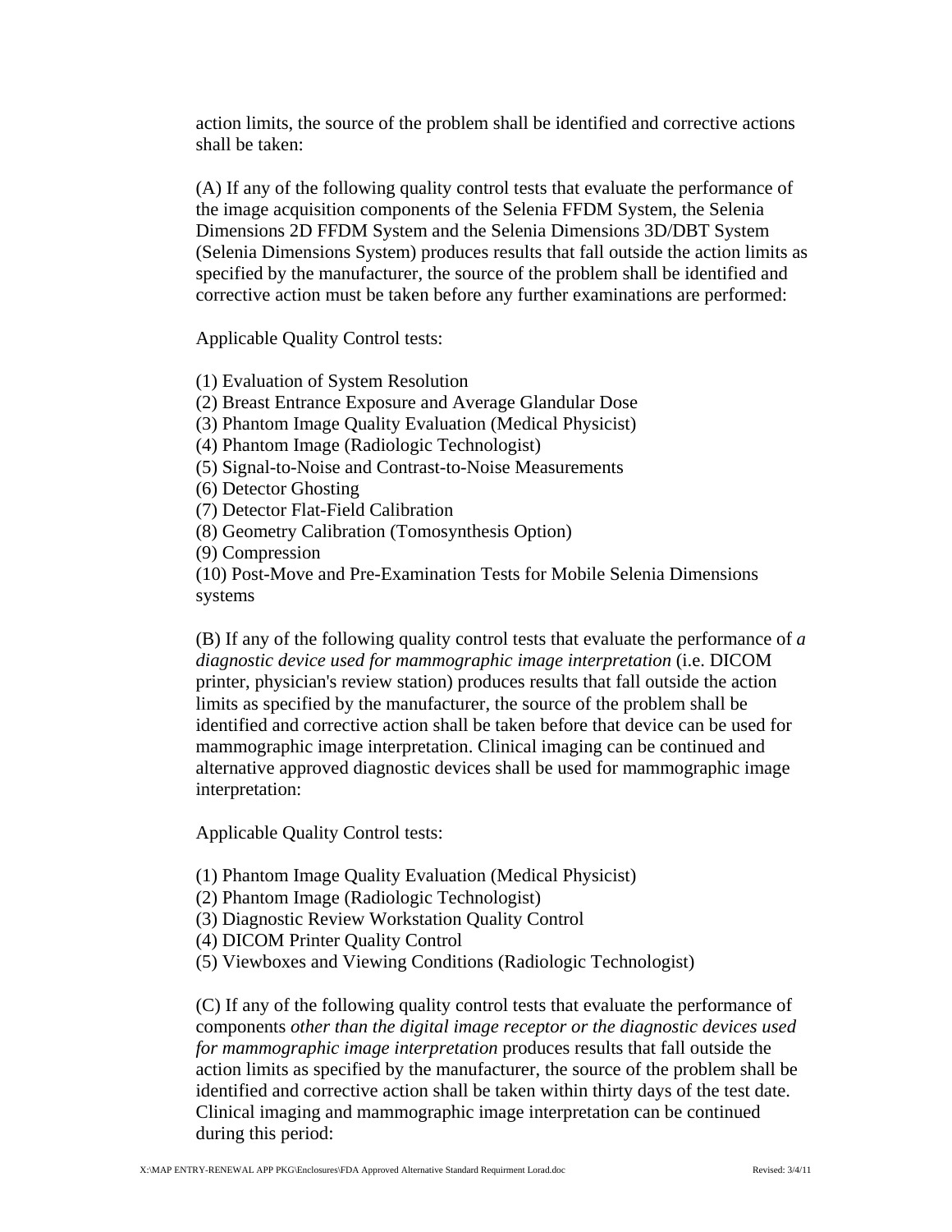action limits, the source of the problem shall be identified and corrective actions shall be taken:

(A) If any of the following quality control tests that evaluate the performance of the image acquisition components of the Selenia FFDM System, the Selenia Dimensions 2D FFDM System and the Selenia Dimensions 3D/DBT System (Selenia Dimensions System) produces results that fall outside the action limits as specified by the manufacturer, the source of the problem shall be identified and corrective action must be taken before any further examinations are performed:

Applicable Quality Control tests:

(1) Evaluation of System Resolution
(2) Breast Entrance Exposure and Average Glandular Dose
(3) Phantom Image Quality Evaluation (Medical Physicist)
(4) Phantom Image (Radiologic Technologist)
(5) Signal-to-Noise and Contrast-to-Noise Measurements
(6) Detector Ghosting
(7) Detector Flat-Field Calibration
(8) Geometry Calibration (Tomosynthesis Option)
(9) Compression
(10) Post-Move and Pre-Examination Tests for Mobile Selenia Dimensions systems

(B) If any of the following quality control tests that evaluate the performance of *a diagnostic device used for mammographic image interpretation* (i.e. DICOM printer, physician's review station) produces results that fall outside the action limits as specified by the manufacturer, the source of the problem shall be identified and corrective action shall be taken before that device can be used for mammographic image interpretation. Clinical imaging can be continued and alternative approved diagnostic devices shall be used for mammographic image interpretation:

Applicable Quality Control tests:

(1) Phantom Image Quality Evaluation (Medical Physicist)
(2) Phantom Image (Radiologic Technologist)
(3) Diagnostic Review Workstation Quality Control
(4) DICOM Printer Quality Control
(5) Viewboxes and Viewing Conditions (Radiologic Technologist)

(C) If any of the following quality control tests that evaluate the performance of components *other than the digital image receptor or the diagnostic devices used for mammographic image interpretation* produces results that fall outside the action limits as specified by the manufacturer, the source of the problem shall be identified and corrective action shall be taken within thirty days of the test date. Clinical imaging and mammographic image interpretation can be continued during this period: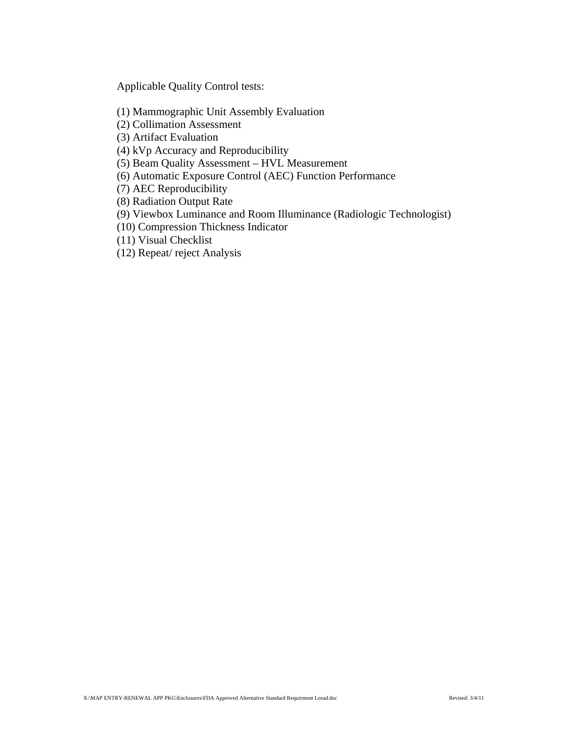Applicable Quality Control tests:

(1) Mammographic Unit Assembly Evaluation
(2) Collimation Assessment
(3) Artifact Evaluation
(4) kVp Accuracy and Reproducibility
(5) Beam Quality Assessment – HVL Measurement
(6) Automatic Exposure Control (AEC) Function Performance
(7) AEC Reproducibility
(8) Radiation Output Rate
(9) Viewbox Luminance and Room Illuminance (Radiologic Technologist)
(10) Compression Thickness Indicator
(11) Visual Checklist
(12) Repeat/ reject Analysis